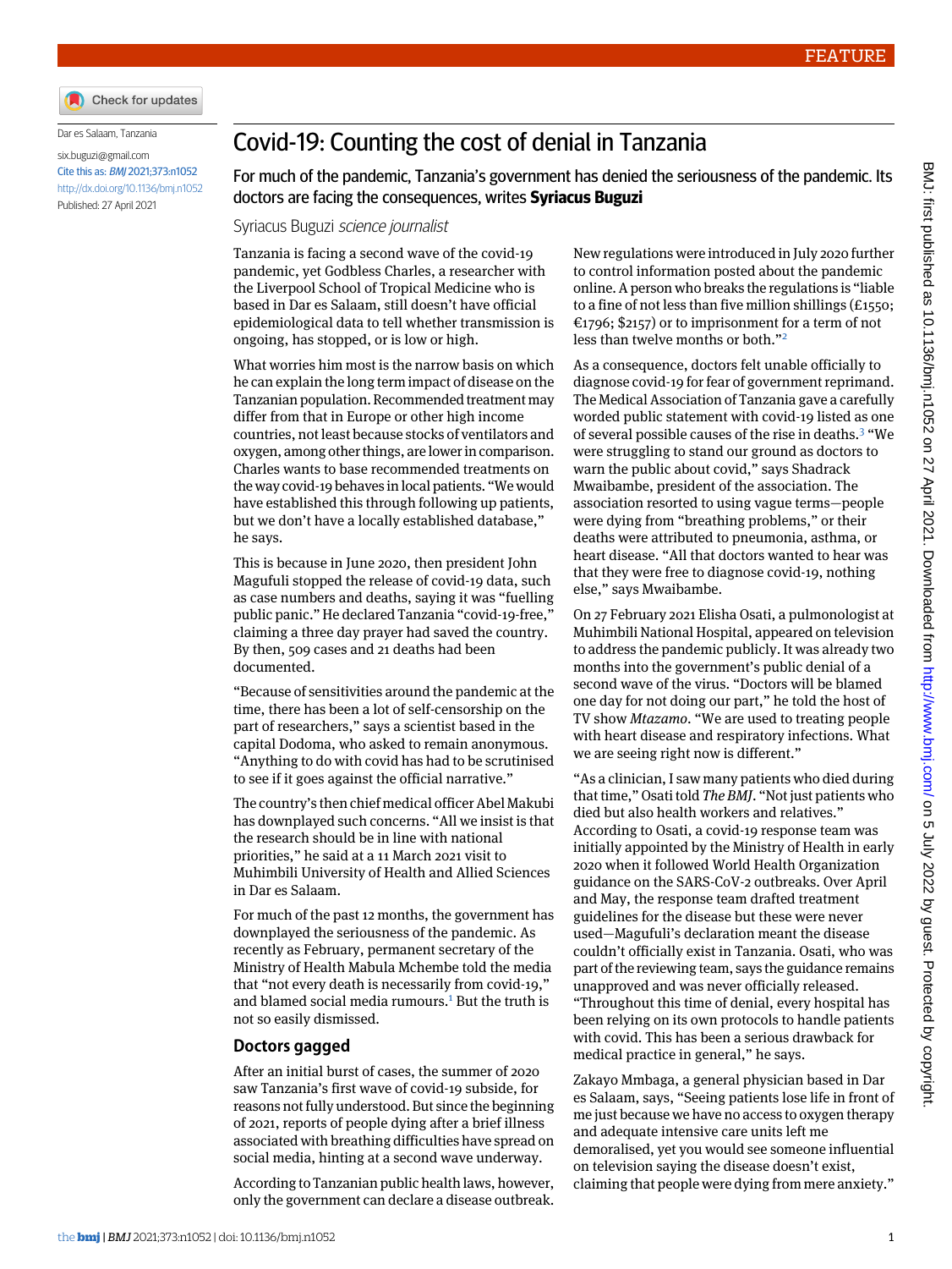FEATURE

Dar es Salaam, Tanzania

six.buguzi@gmail.com

Cite this as: *BMJ* 2021;373:n1052

http://dx.doi.org/10.1136/bmj.n1052

Published: 27 April 2021

# Covid-19: Counting the cost of denial in Tanzania

**For much of the pandemic, Tanzania's government has denied the seriousness of the pandemic. Its doctors are facing the consequences, writes Syriacus Buguzi**

Syriacus Buguzi *science journalist*

Tanzania is facing a second wave of the covid-19 pandemic, yet Godbless Charles, a researcher with the Liverpool School of Tropical Medicine who is based in Dar es Salaam, still doesn't have official epidemiological data to tell whether transmission is ongoing, has stopped, or is low or high.

What worries him most is the narrow basis on which he can explain the long term impact of disease on the Tanzanian population. Recommended treatment may differ from that in Europe or other high income countries, not least because stocks of ventilators and oxygen, among other things, are lower in comparison. Charles wants to base recommended treatments on the way covid-19 behaves in local patients. "We would have established this through following up patients, but we don't have a locally established database," he says.

This is because in June 2020, then president John Magufuli stopped the release of covid-19 data, such as case numbers and deaths, saying it was "fuelling public panic." He declared Tanzania "covid-19-free," claiming a three day prayer had saved the country. By then, 509 cases and 21 deaths had been documented.

"Because of sensitivities around the pandemic at the time, there has been a lot of self-censorship on the part of researchers," says a scientist based in the capital Dodoma, who asked to remain anonymous. "Anything to do with covid has had to be scrutinised to see if it goes against the official narrative."

The country's then chief medical officer Abel Makubi has downplayed such concerns. "All we insist is that the research should be in line with national priorities," he said at a 11 March 2021 visit to Muhimbili University of Health and Allied Sciences in Dar es Salaam.

For much of the past 12 months, the government has downplayed the seriousness of the pandemic. As recently as February, permanent secretary of the Ministry of Health Mabula Mchembe told the media that "not every death is necessarily from covid-19," and blamed social media rumours.[1] But the truth is not so easily dismissed.

## Doctors gagged

After an initial burst of cases, the summer of 2020 saw Tanzania's first wave of covid-19 subside, for reasons not fully understood. But since the beginning of 2021, reports of people dying after a brief illness associated with breathing difficulties have spread on social media, hinting at a second wave underway.

According to Tanzanian public health laws, however, only the government can declare a disease outbreak. New regulations were introduced in July 2020 further to control information posted about the pandemic online. A person who breaks the regulations is "liable to a fine of not less than five million shillings (£1550; €1796; $2157) or to imprisonment for a term of not less than twelve months or both."[2]

As a consequence, doctors felt unable officially to diagnose covid-19 for fear of government reprimand. The Medical Association of Tanzania gave a carefully worded public statement with covid-19 listed as one of several possible causes of the rise in deaths.[3] "We were struggling to stand our ground as doctors to warn the public about covid," says Shadrack Mwaibambe, president of the association. The association resorted to using vague terms—people were dying from "breathing problems," or their deaths were attributed to pneumonia, asthma, or heart disease. "All that doctors wanted to hear was that they were free to diagnose covid-19, nothing else," says Mwaibambe.

On 27 February 2021 Elisha Osati, a pulmonologist at Muhimbili National Hospital, appeared on television to address the pandemic publicly. It was already two months into the government's public denial of a second wave of the virus. "Doctors will be blamed one day for not doing our part," he told the host of TV show *Mtazamo*. "We are used to treating people with heart disease and respiratory infections. What we are seeing right now is different."

"As a clinician, I saw many patients who died during that time," Osati told *The BMJ*. "Not just patients who died but also health workers and relatives." According to Osati, a covid-19 response team was initially appointed by the Ministry of Health in early 2020 when it followed World Health Organization guidance on the SARS-CoV-2 outbreaks. Over April and May, the response team drafted treatment guidelines for the disease but these were never used—Magufuli's declaration meant the disease couldn't officially exist in Tanzania. Osati, who was part of the reviewing team, says the guidance remains unapproved and was never officially released. "Throughout this time of denial, every hospital has been relying on its own protocols to handle patients with covid. This has been a serious drawback for medical practice in general," he says.

Zakayo Mmbaga, a general physician based in Dar es Salaam, says, "Seeing patients lose life in front of me just because we have no access to oxygen therapy and adequate intensive care units left me demoralised, yet you would see someone influential on television saying the disease doesn't exist, claiming that people were dying from mere anxiety."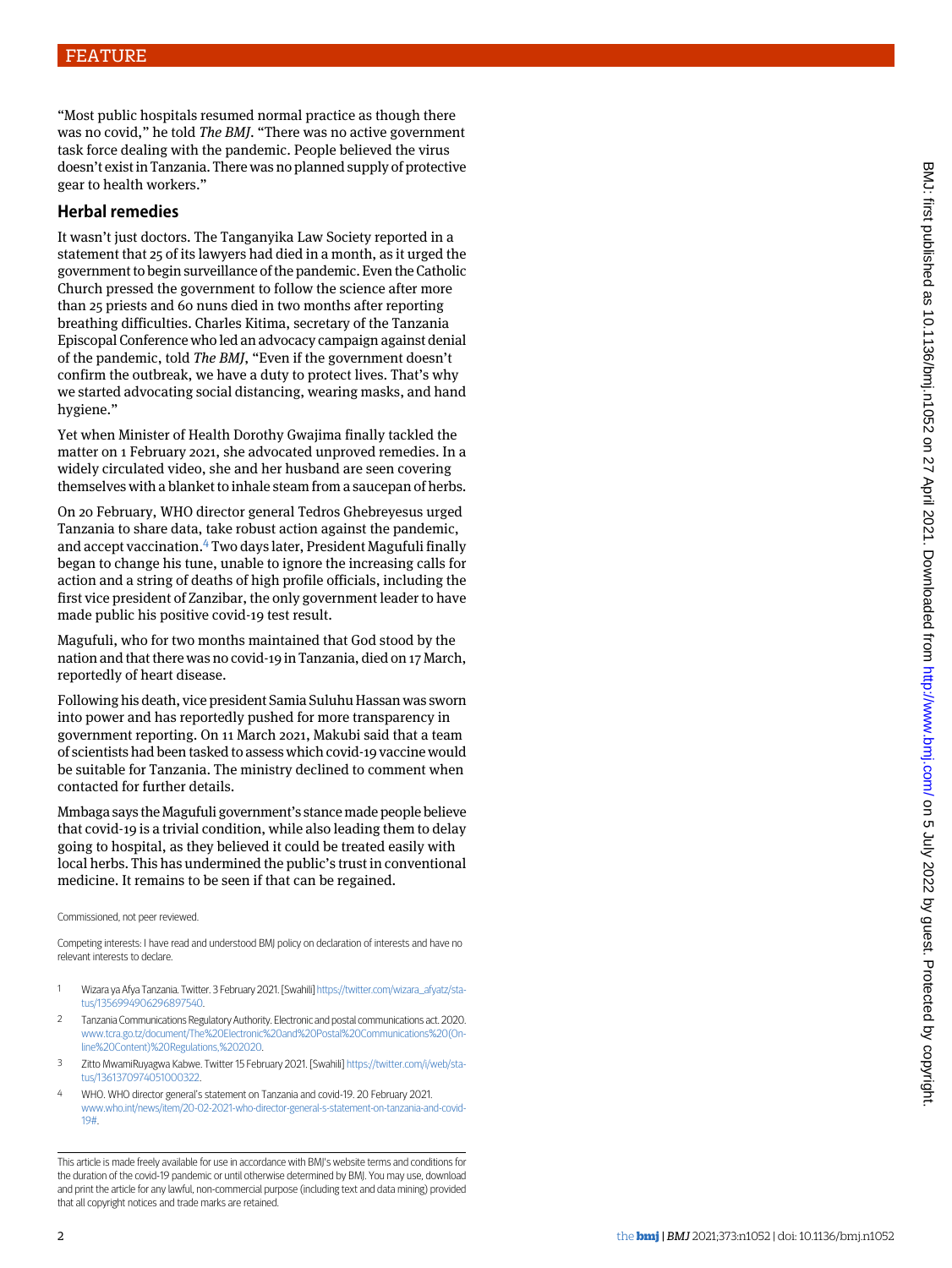"Most public hospitals resumed normal practice as though there was no covid," he told *The BMJ*. "There was no active government task force dealing with the pandemic. People believed the virus doesn't exist in Tanzania. There was no planned supply of protective gear to health workers."

## Herbal remedies

It wasn't just doctors. The Tanganyika Law Society reported in a statement that 25 of its lawyers had died in a month, as it urged the government to begin surveillance of the pandemic. Even the Catholic Church pressed the government to follow the science after more than 25 priests and 60 nuns died in two months after reporting breathing difficulties. Charles Kitima, secretary of the Tanzania Episcopal Conference who led an advocacy campaign against denial of the pandemic, told *The BMJ*, "Even if the government doesn't confirm the outbreak, we have a duty to protect lives. That's why we started advocating social distancing, wearing masks, and hand hygiene."

Yet when Minister of Health Dorothy Gwajima finally tackled the matter on 1 February 2021, she advocated unproved remedies. In a widely circulated video, she and her husband are seen covering themselves with a blanket to inhale steam from a saucepan of herbs.

On 20 February, WHO director general Tedros Ghebreyesus urged Tanzania to share data, take robust action against the pandemic, and accept vaccination.[4] Two days later, President Magufuli finally began to change his tune, unable to ignore the increasing calls for action and a string of deaths of high profile officials, including the first vice president of Zanzibar, the only government leader to have made public his positive covid-19 test result.

Magufuli, who for two months maintained that God stood by the nation and that there was no covid-19 in Tanzania, died on 17 March, reportedly of heart disease.

Following his death, vice president Samia Suluhu Hassan was sworn into power and has reportedly pushed for more transparency in government reporting. On 11 March 2021, Makubi said that a team of scientists had been tasked to assess which covid-19 vaccine would be suitable for Tanzania. The ministry declined to comment when contacted for further details.

Mmbaga says the Magufuli government's stance made people believe that covid-19 is a trivial condition, while also leading them to delay going to hospital, as they believed it could be treated easily with local herbs. This has undermined the public's trust in conventional medicine. It remains to be seen if that can be regained.

Commissioned, not peer reviewed.

Competing interests: I have read and understood BMJ policy on declaration of interests and have no relevant interests to declare.

1. Wizara ya Afya Tanzania. Twitter. 3 February 2021. [Swahili] https://twitter.com/wizara_afyatz/status/1356994906296897540.
2. Tanzania Communications Regulatory Authority. Electronic and postal communications act. 2020. www.tcra.go.tz/document/The%20Electronic%20and%20Postal%20Communications%20(Online%20Content)%20Regulations,%202020.
3. Zitto MwamiRuyagwa Kabwe. Twitter 15 February 2021. [Swahili] https://twitter.com/i/web/status/1361370974051000322.
4. WHO. WHO director general's statement on Tanzania and covid-19. 20 February 2021. www.who.int/news/item/20-02-2021-who-director-general-s-statement-on-tanzania-and-covid-19#.

This article is made freely available for use in accordance with BMJ's website terms and conditions for the duration of the covid-19 pandemic or until otherwise determined by BMJ. You may use, download and print the article for any lawful, non-commercial purpose (including text and data mining) provided that all copyright notices and trade marks are retained.